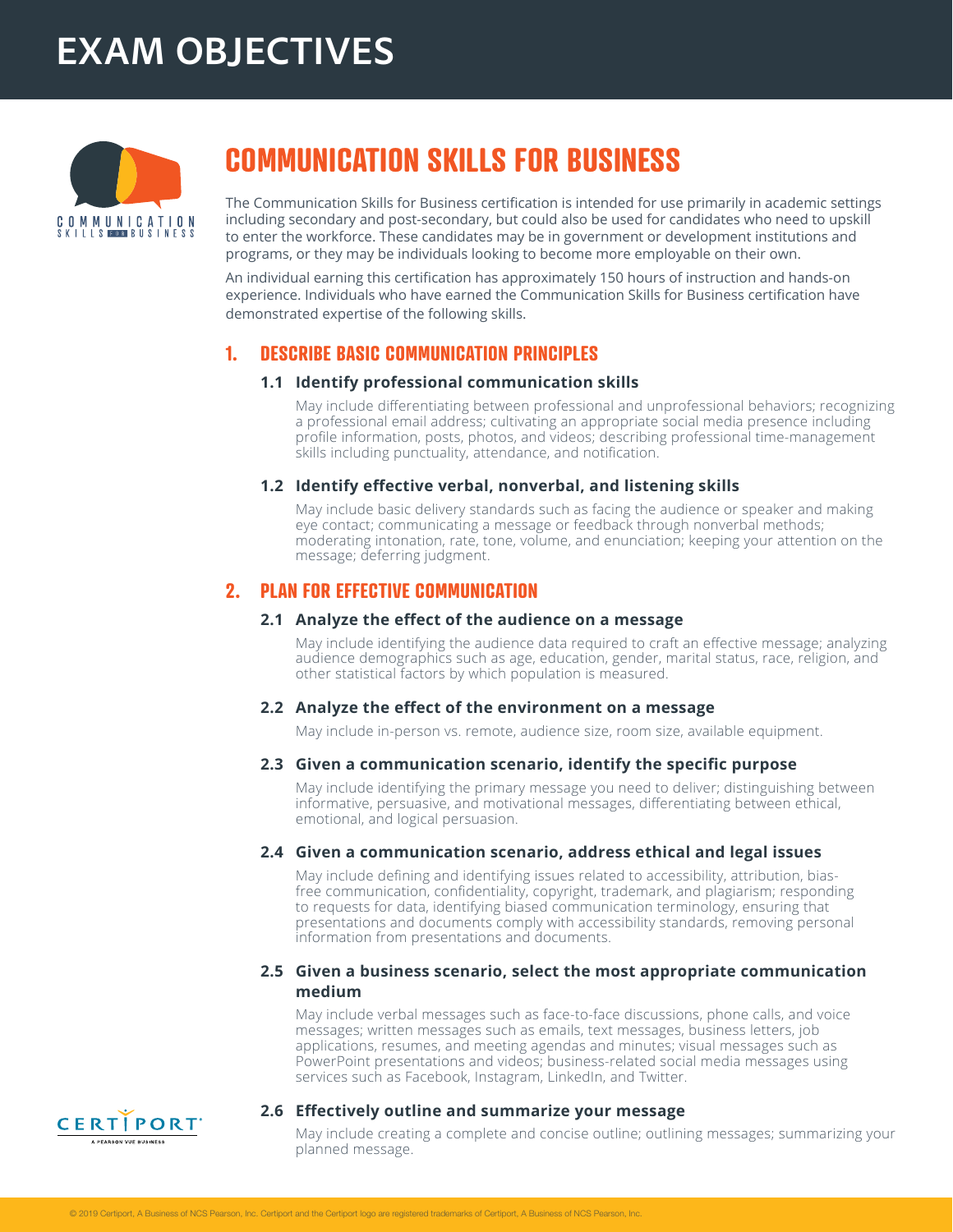# EXAM OBJECTIVES

## COMMUNICATION SKILLS FOR BUSINESS

The Communication Skills for Business certification is intended for use primarily in academic settings including secondary and post-secondary, but could also be used for candidates who need to upskill to enter the workforce. These candidates may be in government or development institutions and programs, or they may be individuals looking to become more employable on their own.

An individual earning this certification has approximately 150 hours of instruction and hands-on experience. Individuals who have earned the Communication Skills for Business certification have demonstrated expertise of the following skills.

### 1. DESCRIBE BASIC COMMUNICATION PRINCIPLES

#### 1.1 Identify professional communication skills

May include differentiating between professional and unprofessional behaviors; recognizing a professional email address; cultivating an appropriate social media presence including profile information, posts, photos, and videos; describing professional time-management skills including punctuality, attendance, and notification.

#### 1.2 Identify effective verbal, nonverbal, and listening skills

May include basic delivery standards such as facing the audience or speaker and making eye contact; communicating a message or feedback through nonverbal methods; moderating intonation, rate, tone, volume, and enunciation; keeping your attention on the message; deferring judgment.

### 2. PLAN FOR EFFECTIVE COMMUNICATION

#### 2.1 Analyze the effect of the audience on a message

May include identifying the audience data required to craft an effective message; analyzing audience demographics such as age, education, gender, marital status, race, religion, and other statistical factors by which population is measured.

#### 2.2 Analyze the effect of the environment on a message

May include in-person vs. remote, audience size, room size, available equipment.

#### 2.3 Given a communication scenario, identify the specific purpose

May include identifying the primary message you need to deliver; distinguishing between informative, persuasive, and motivational messages, differentiating between ethical, emotional, and logical persuasion.

#### 2.4 Given a communication scenario, address ethical and legal issues

May include defining and identifying issues related to accessibility, attribution, bias-free communication, confidentiality, copyright, trademark, and plagiarism; responding to requests for data, identifying biased communication terminology, ensuring that presentations and documents comply with accessibility standards, removing personal information from presentations and documents.

#### 2.5 Given a business scenario, select the most appropriate communication medium

May include verbal messages such as face-to-face discussions, phone calls, and voice messages; written messages such as emails, text messages, business letters, job applications, resumes, and meeting agendas and minutes; visual messages such as PowerPoint presentations and videos; business-related social media messages using services such as Facebook, Instagram, LinkedIn, and Twitter.

#### 2.6 Effectively outline and summarize your message

May include creating a complete and concise outline; outlining messages; summarizing your planned message.

© 2019 Certiport, A Business of NCS Pearson, Inc. Certiport and the Certiport logo are registered trademarks of Certiport, A Business of NCS Pearson, Inc.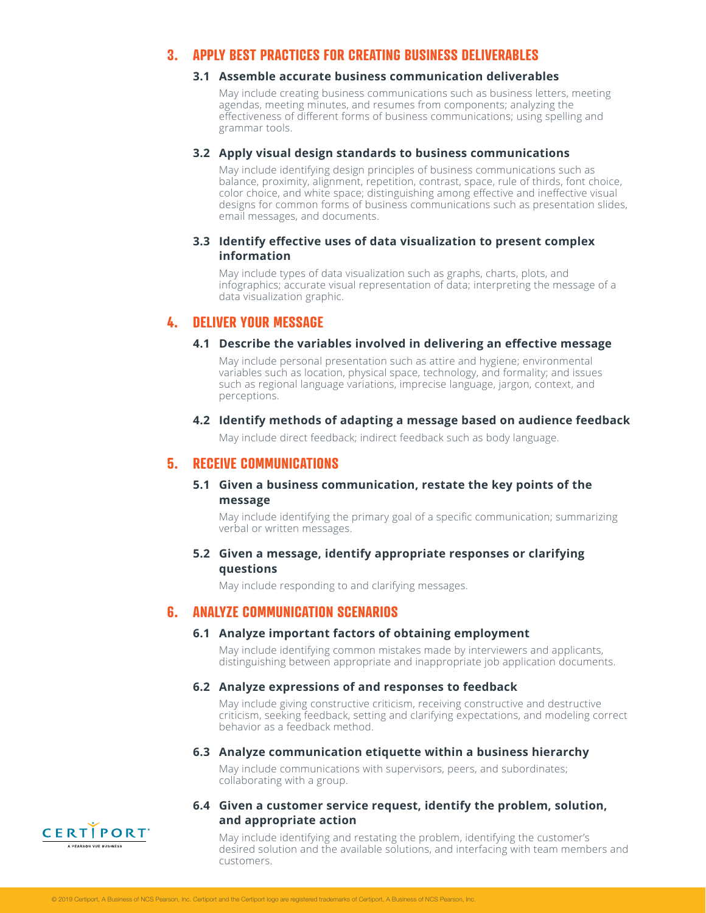## 3. APPLY BEST PRACTICES FOR CREATING BUSINESS DELIVERABLES

### 3.1 Assemble accurate business communication deliverables

May include creating business communications such as business letters, meeting agendas, meeting minutes, and resumes from components; analyzing the effectiveness of different forms of business communications; using spelling and grammar tools.

### 3.2 Apply visual design standards to business communications

May include identifying design principles of business communications such as balance, proximity, alignment, repetition, contrast, space, rule of thirds, font choice, color choice, and white space; distinguishing among effective and ineffective visual designs for common forms of business communications such as presentation slides, email messages, and documents.

### 3.3 Identify effective uses of data visualization to present complex information

May include types of data visualization such as graphs, charts, plots, and infographics; accurate visual representation of data; interpreting the message of a data visualization graphic.

## 4. DELIVER YOUR MESSAGE

### 4.1 Describe the variables involved in delivering an effective message

May include personal presentation such as attire and hygiene; environmental variables such as location, physical space, technology, and formality; and issues such as regional language variations, imprecise language, jargon, context, and perceptions.

### 4.2 Identify methods of adapting a message based on audience feedback

May include direct feedback; indirect feedback such as body language.

## 5. RECEIVE COMMUNICATIONS

### 5.1 Given a business communication, restate the key points of the message

May include identifying the primary goal of a specific communication; summarizing verbal or written messages.

### 5.2 Given a message, identify appropriate responses or clarifying questions

May include responding to and clarifying messages.

## 6. ANALYZE COMMUNICATION SCENARIOS

### 6.1 Analyze important factors of obtaining employment

May include identifying common mistakes made by interviewers and applicants, distinguishing between appropriate and inappropriate job application documents.

### 6.2 Analyze expressions of and responses to feedback

May include giving constructive criticism, receiving constructive and destructive criticism, seeking feedback, setting and clarifying expectations, and modeling correct behavior as a feedback method.

### 6.3 Analyze communication etiquette within a business hierarchy

May include communications with supervisors, peers, and subordinates; collaborating with a group.

### 6.4 Given a customer service request, identify the problem, solution, and appropriate action

May include identifying and restating the problem, identifying the customer's desired solution and the available solutions, and interfacing with team members and customers.

© 2019 Certiport, A Business of NCS Pearson, Inc. Certiport and the Certiport logo are registered trademarks of Certiport, A Business of NCS Pearson, Inc.